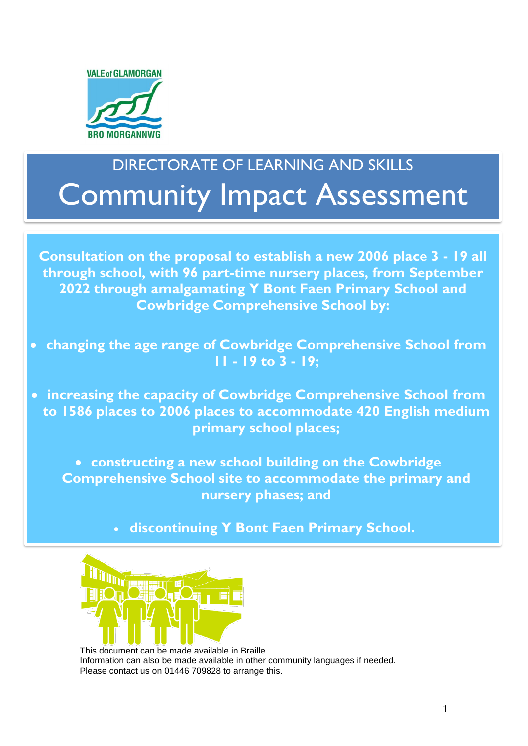DIRECTORATE OF LEARNING AND SKILLS

# Community Impact Assessment

**Consultation on the proposal to establish a new 2006 place 3 - 19 all through school, with 96 part-time nursery places, from September 2022 through amalgamating Y Bont Faen Primary School and Cowbridge Comprehensive School by:**

- **changing the age range of Cowbridge Comprehensive School from 11 - 19 to 3 - 19;**
- **increasing the capacity of Cowbridge Comprehensive School from to 1586 places to 2006 places to accommodate 420 English medium primary school places;**
- **constructing a new school building on the Cowbridge Comprehensive School site to accommodate the primary and nursery phases; and**
- **discontinuing Y Bont Faen Primary School.**

This document can be made available in Braille.
Information can also be made available in other community languages if needed.
Please contact us on 01446 709828 to arrange this.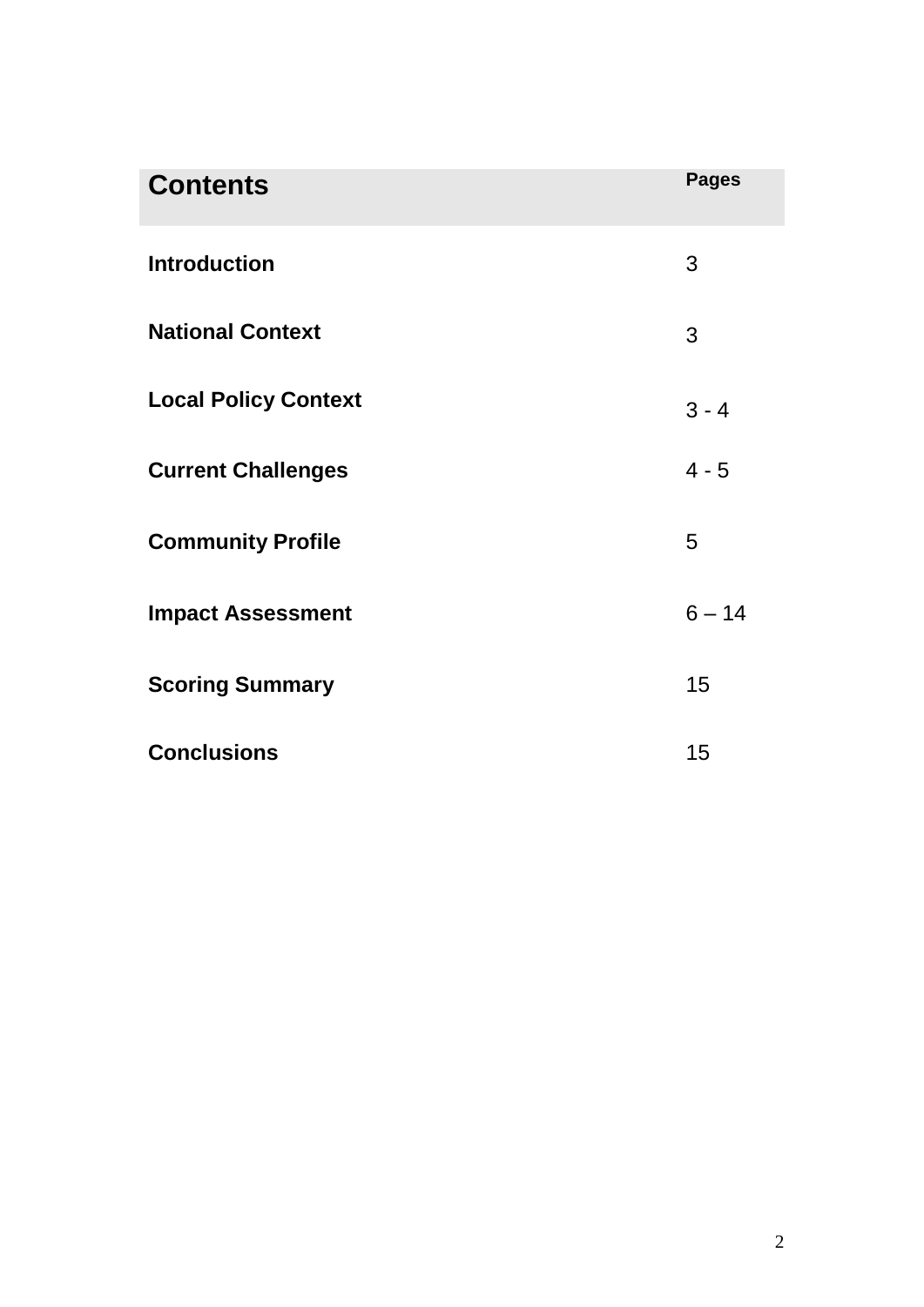| Contents | Pages |
|---|---|
| **Introduction** | 3 |
| **National Context** | 3 |
| **Local Policy Context** | 3 - 4 |
| **Current Challenges** | 4 - 5 |
| **Community Profile** | 5 |
| **Impact Assessment** | 6 – 14 |
| **Scoring Summary** | 15 |
| **Conclusions** | 15 |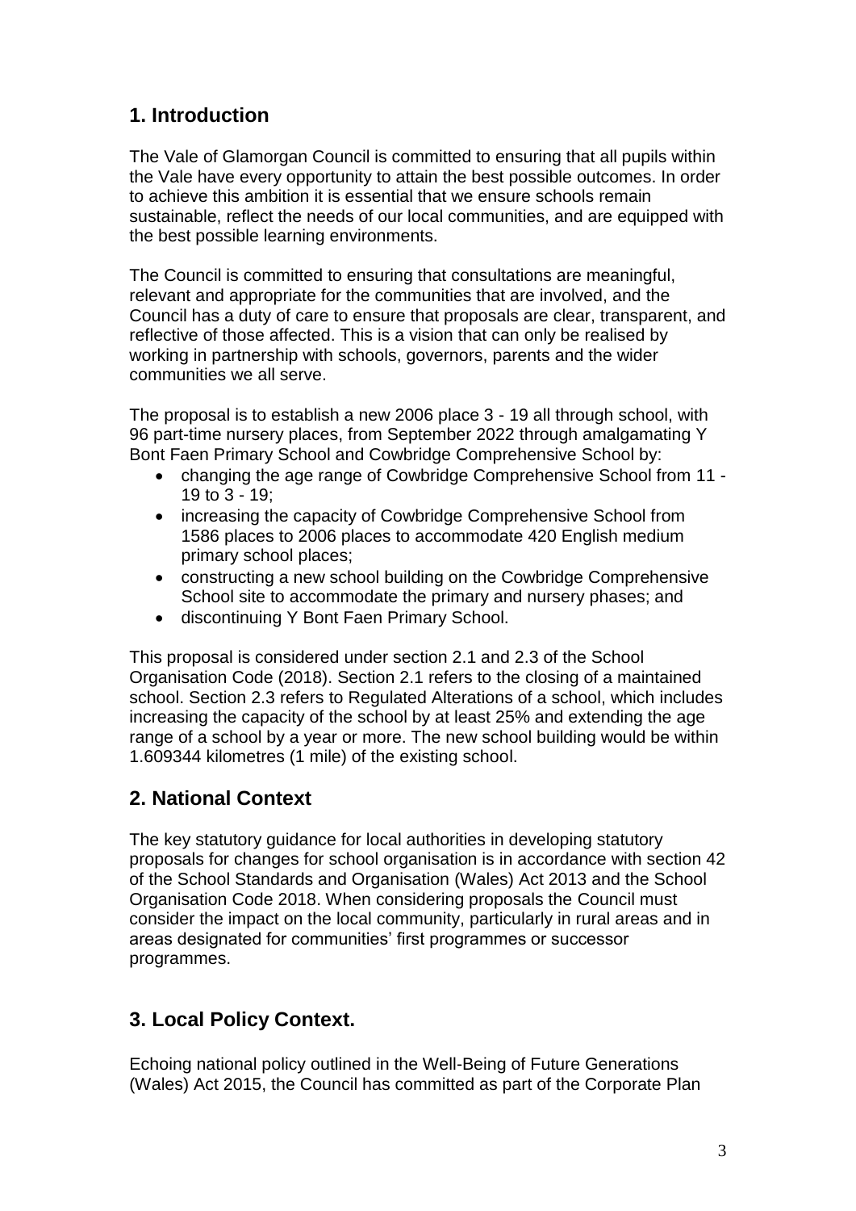## 1. Introduction

The Vale of Glamorgan Council is committed to ensuring that all pupils within the Vale have every opportunity to attain the best possible outcomes. In order to achieve this ambition it is essential that we ensure schools remain sustainable, reflect the needs of our local communities, and are equipped with the best possible learning environments.

The Council is committed to ensuring that consultations are meaningful, relevant and appropriate for the communities that are involved, and the Council has a duty of care to ensure that proposals are clear, transparent, and reflective of those affected. This is a vision that can only be realised by working in partnership with schools, governors, parents and the wider communities we all serve.

The proposal is to establish a new 2006 place 3 - 19 all through school, with 96 part-time nursery places, from September 2022 through amalgamating Y Bont Faen Primary School and Cowbridge Comprehensive School by:

- changing the age range of Cowbridge Comprehensive School from 11 - 19 to 3 - 19;
- increasing the capacity of Cowbridge Comprehensive School from 1586 places to 2006 places to accommodate 420 English medium primary school places;
- constructing a new school building on the Cowbridge Comprehensive School site to accommodate the primary and nursery phases; and
- discontinuing Y Bont Faen Primary School.

This proposal is considered under section 2.1 and 2.3 of the School Organisation Code (2018). Section 2.1 refers to the closing of a maintained school. Section 2.3 refers to Regulated Alterations of a school, which includes increasing the capacity of the school by at least 25% and extending the age range of a school by a year or more. The new school building would be within 1.609344 kilometres (1 mile) of the existing school.

## 2. National Context

The key statutory guidance for local authorities in developing statutory proposals for changes for school organisation is in accordance with section 42 of the School Standards and Organisation (Wales) Act 2013 and the School Organisation Code 2018. When considering proposals the Council must consider the impact on the local community, particularly in rural areas and in areas designated for communities' first programmes or successor programmes.

## 3. Local Policy Context.

Echoing national policy outlined in the Well-Being of Future Generations (Wales) Act 2015, the Council has committed as part of the Corporate Plan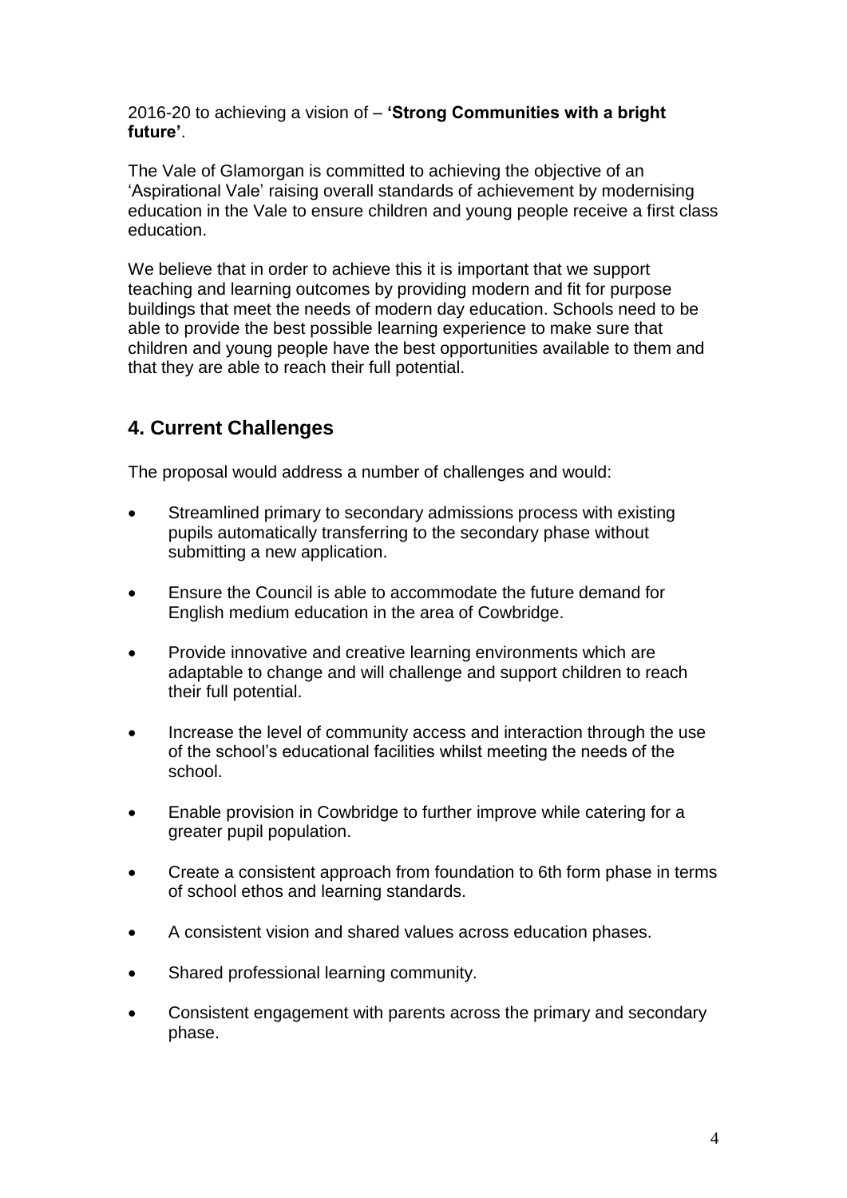2016-20 to achieving a vision of – **'Strong Communities with a bright future'**.

The Vale of Glamorgan is committed to achieving the objective of an 'Aspirational Vale' raising overall standards of achievement by modernising education in the Vale to ensure children and young people receive a first class education.

We believe that in order to achieve this it is important that we support teaching and learning outcomes by providing modern and fit for purpose buildings that meet the needs of modern day education. Schools need to be able to provide the best possible learning experience to make sure that children and young people have the best opportunities available to them and that they are able to reach their full potential.

## 4. Current Challenges

The proposal would address a number of challenges and would:

- Streamlined primary to secondary admissions process with existing pupils automatically transferring to the secondary phase without submitting a new application.
- Ensure the Council is able to accommodate the future demand for English medium education in the area of Cowbridge.
- Provide innovative and creative learning environments which are adaptable to change and will challenge and support children to reach their full potential.
- Increase the level of community access and interaction through the use of the school's educational facilities whilst meeting the needs of the school.
- Enable provision in Cowbridge to further improve while catering for a greater pupil population.
- Create a consistent approach from foundation to 6th form phase in terms of school ethos and learning standards.
- A consistent vision and shared values across education phases.
- Shared professional learning community.
- Consistent engagement with parents across the primary and secondary phase.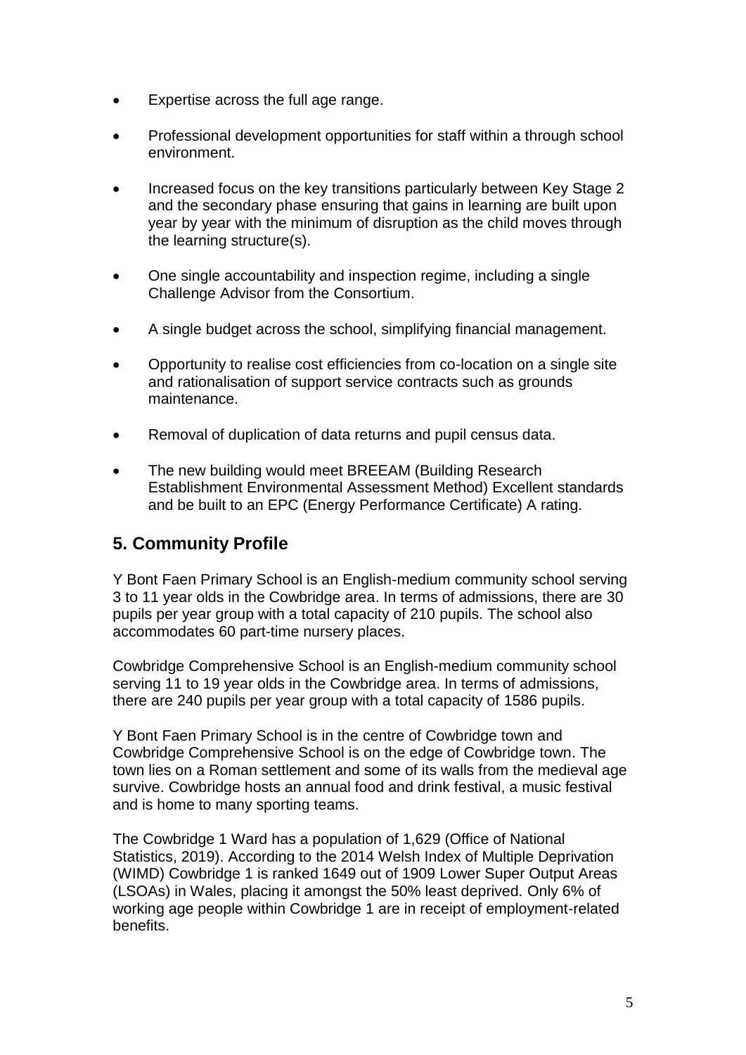- Expertise across the full age range.
- Professional development opportunities for staff within a through school environment.
- Increased focus on the key transitions particularly between Key Stage 2 and the secondary phase ensuring that gains in learning are built upon year by year with the minimum of disruption as the child moves through the learning structure(s).
- One single accountability and inspection regime, including a single Challenge Advisor from the Consortium.
- A single budget across the school, simplifying financial management.
- Opportunity to realise cost efficiencies from co-location on a single site and rationalisation of support service contracts such as grounds maintenance.
- Removal of duplication of data returns and pupil census data.
- The new building would meet BREEAM (Building Research Establishment Environmental Assessment Method) Excellent standards and be built to an EPC (Energy Performance Certificate) A rating.

## 5. Community Profile

Y Bont Faen Primary School is an English-medium community school serving 3 to 11 year olds in the Cowbridge area. In terms of admissions, there are 30 pupils per year group with a total capacity of 210 pupils. The school also accommodates 60 part-time nursery places.

Cowbridge Comprehensive School is an English-medium community school serving 11 to 19 year olds in the Cowbridge area. In terms of admissions, there are 240 pupils per year group with a total capacity of 1586 pupils.

Y Bont Faen Primary School is in the centre of Cowbridge town and Cowbridge Comprehensive School is on the edge of Cowbridge town. The town lies on a Roman settlement and some of its walls from the medieval age survive. Cowbridge hosts an annual food and drink festival, a music festival and is home to many sporting teams.

The Cowbridge 1 Ward has a population of 1,629 (Office of National Statistics, 2019). According to the 2014 Welsh Index of Multiple Deprivation (WIMD) Cowbridge 1 is ranked 1649 out of 1909 Lower Super Output Areas (LSOAs) in Wales, placing it amongst the 50% least deprived. Only 6% of working age people within Cowbridge 1 are in receipt of employment-related benefits.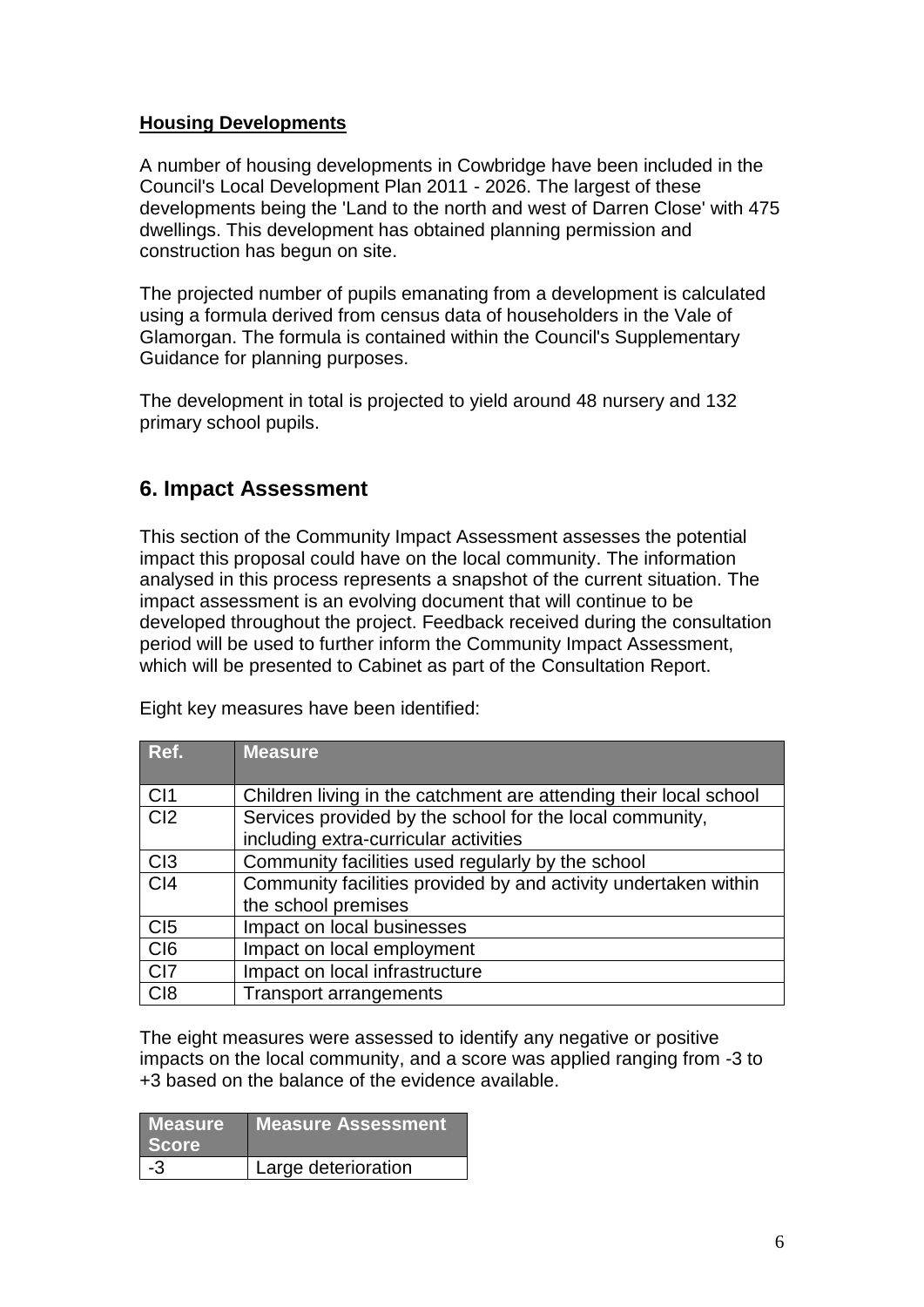**Housing Developments**

A number of housing developments in Cowbridge have been included in the Council's Local Development Plan 2011 - 2026. The largest of these developments being the 'Land to the north and west of Darren Close' with 475 dwellings. This development has obtained planning permission and construction has begun on site.

The projected number of pupils emanating from a development is calculated using a formula derived from census data of householders in the Vale of Glamorgan. The formula is contained within the Council's Supplementary Guidance for planning purposes.

The development in total is projected to yield around 48 nursery and 132 primary school pupils.

## 6. Impact Assessment

This section of the Community Impact Assessment assesses the potential impact this proposal could have on the local community. The information analysed in this process represents a snapshot of the current situation. The impact assessment is an evolving document that will continue to be developed throughout the project. Feedback received during the consultation period will be used to further inform the Community Impact Assessment, which will be presented to Cabinet as part of the Consultation Report.

Eight key measures have been identified:

| Ref. | Measure |
|---|---|
| CI1 | Children living in the catchment are attending their local school |
| CI2 | Services provided by the school for the local community, including extra-curricular activities |
| CI3 | Community facilities used regularly by the school |
| CI4 | Community facilities provided by and activity undertaken within the school premises |
| CI5 | Impact on local businesses |
| CI6 | Impact on local employment |
| CI7 | Impact on local infrastructure |
| CI8 | Transport arrangements |

The eight measures were assessed to identify any negative or positive impacts on the local community, and a score was applied ranging from -3 to +3 based on the balance of the evidence available.

| Measure Score | Measure Assessment |
|---|---|
| -3 | Large deterioration |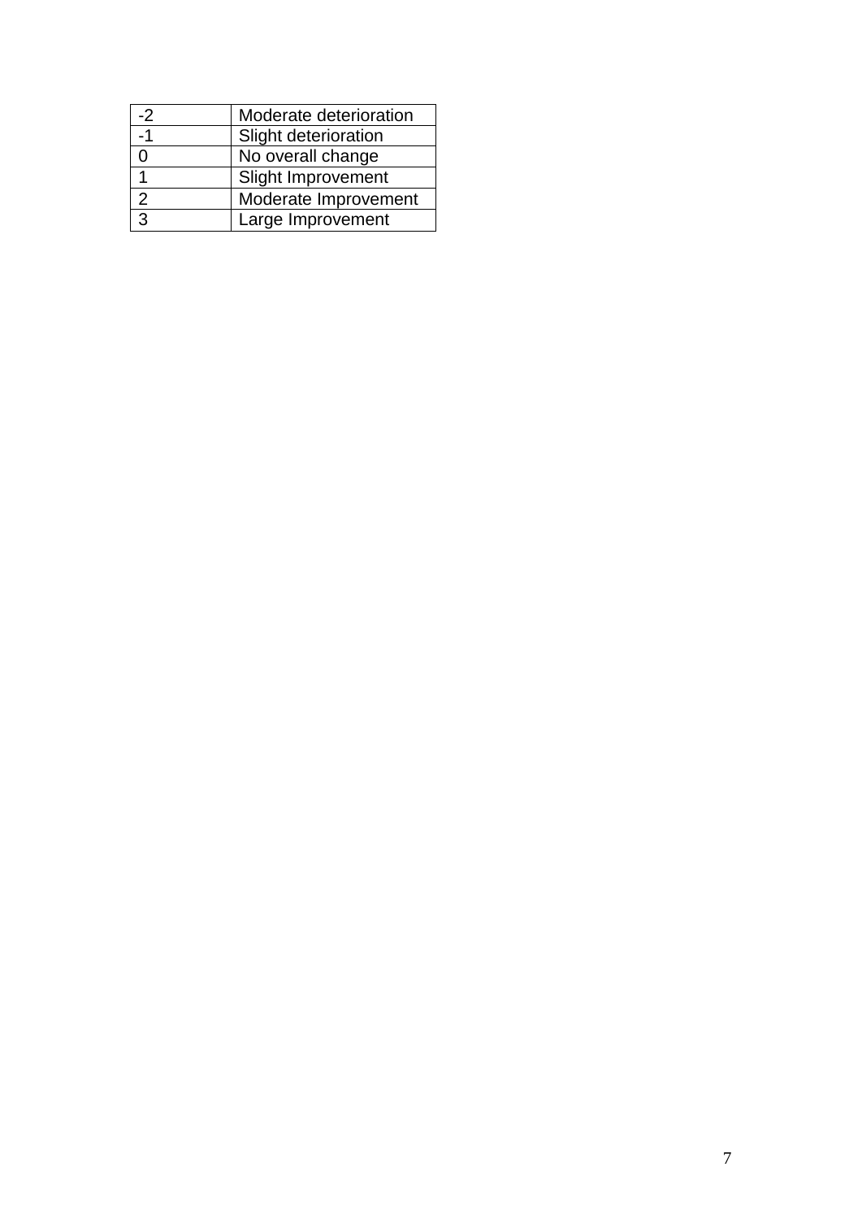| -2 | Moderate deterioration |
|---|---|
| -1 | Slight deterioration |
| 0 | No overall change |
| 1 | Slight Improvement |
| 2 | Moderate Improvement |
| 3 | Large Improvement |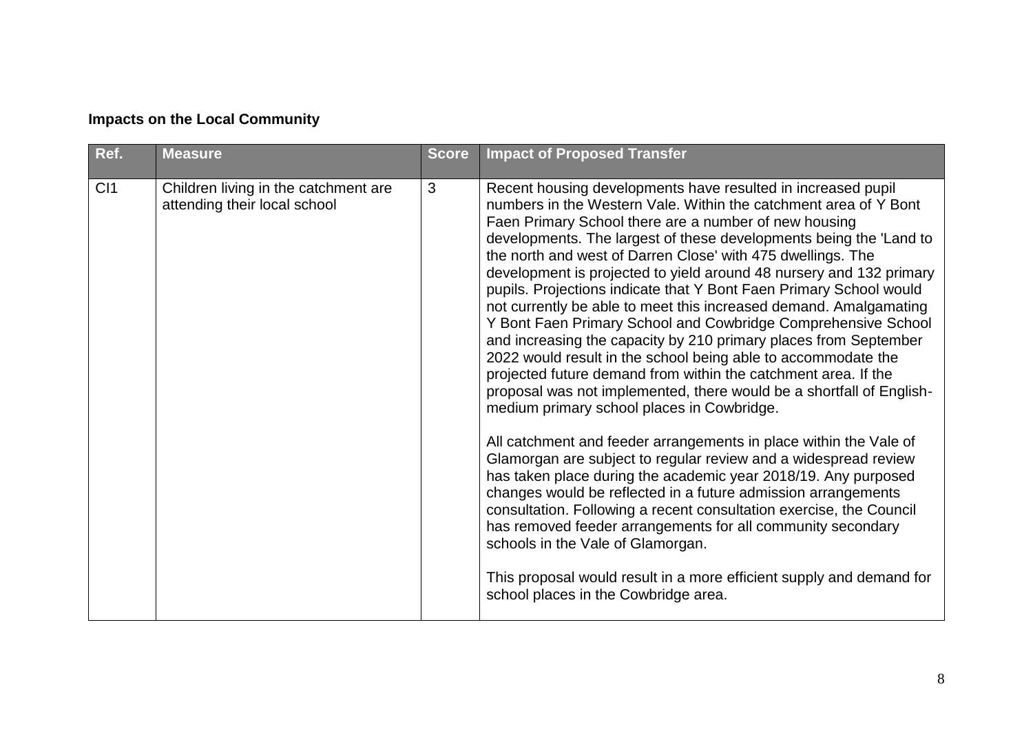**Impacts on the Local Community**

| Ref. | Measure | Score | Impact of Proposed Transfer |
|---|---|---|---|
| CI1 | Children living in the catchment are attending their local school | 3 | Recent housing developments have resulted in increased pupil numbers in the Western Vale. Within the catchment area of Y Bont Faen Primary School there are a number of new housing developments. The largest of these developments being the 'Land to the north and west of Darren Close' with 475 dwellings. The development is projected to yield around 48 nursery and 132 primary pupils. Projections indicate that Y Bont Faen Primary School would not currently be able to meet this increased demand. Amalgamating Y Bont Faen Primary School and Cowbridge Comprehensive School and increasing the capacity by 210 primary places from September 2022 would result in the school being able to accommodate the projected future demand from within the catchment area. If the proposal was not implemented, there would be a shortfall of English-medium primary school places in Cowbridge.<br><br>All catchment and feeder arrangements in place within the Vale of Glamorgan are subject to regular review and a widespread review has taken place during the academic year 2018/19. Any purposed changes would be reflected in a future admission arrangements consultation. Following a recent consultation exercise, the Council has removed feeder arrangements for all community secondary schools in the Vale of Glamorgan.<br><br>This proposal would result in a more efficient supply and demand for school places in the Cowbridge area. |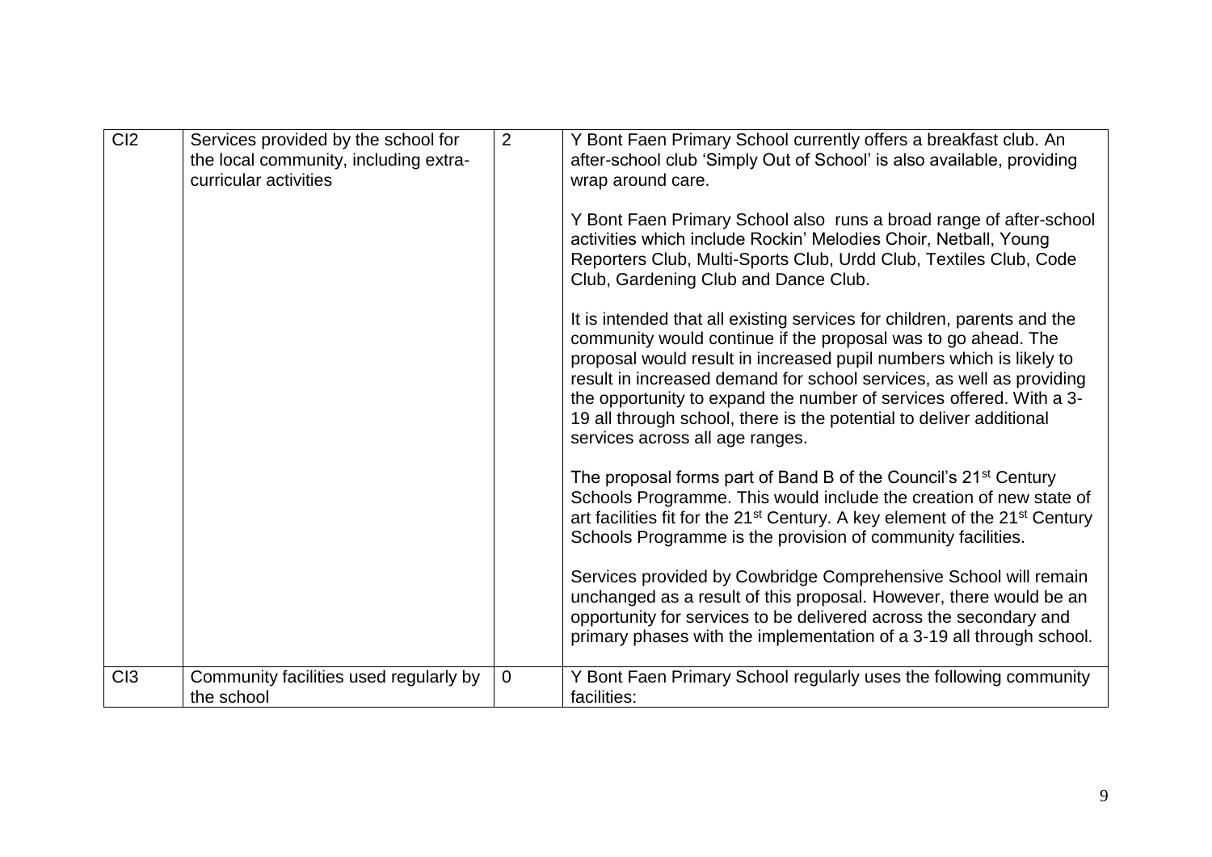| | | | |
|---|---|---|---|
| CI2 | Services provided by the school for the local community, including extra-curricular activities | 2 | Y Bont Faen Primary School currently offers a breakfast club. An after-school club 'Simply Out of School' is also available, providing wrap around care.<br><br>Y Bont Faen Primary School also runs a broad range of after-school activities which include Rockin' Melodies Choir, Netball, Young Reporters Club, Multi-Sports Club, Urdd Club, Textiles Club, Code Club, Gardening Club and Dance Club.<br><br>It is intended that all existing services for children, parents and the community would continue if the proposal was to go ahead. The proposal would result in increased pupil numbers which is likely to result in increased demand for school services, as well as providing the opportunity to expand the number of services offered. With a 3-19 all through school, there is the potential to deliver additional services across all age ranges.<br><br>The proposal forms part of Band B of the Council's 21st Century Schools Programme. This would include the creation of new state of art facilities fit for the 21st Century. A key element of the 21st Century Schools Programme is the provision of community facilities.<br><br>Services provided by Cowbridge Comprehensive School will remain unchanged as a result of this proposal. However, there would be an opportunity for services to be delivered across the secondary and primary phases with the implementation of a 3-19 all through school. |
| CI3 | Community facilities used regularly by the school | 0 | Y Bont Faen Primary School regularly uses the following community facilities: |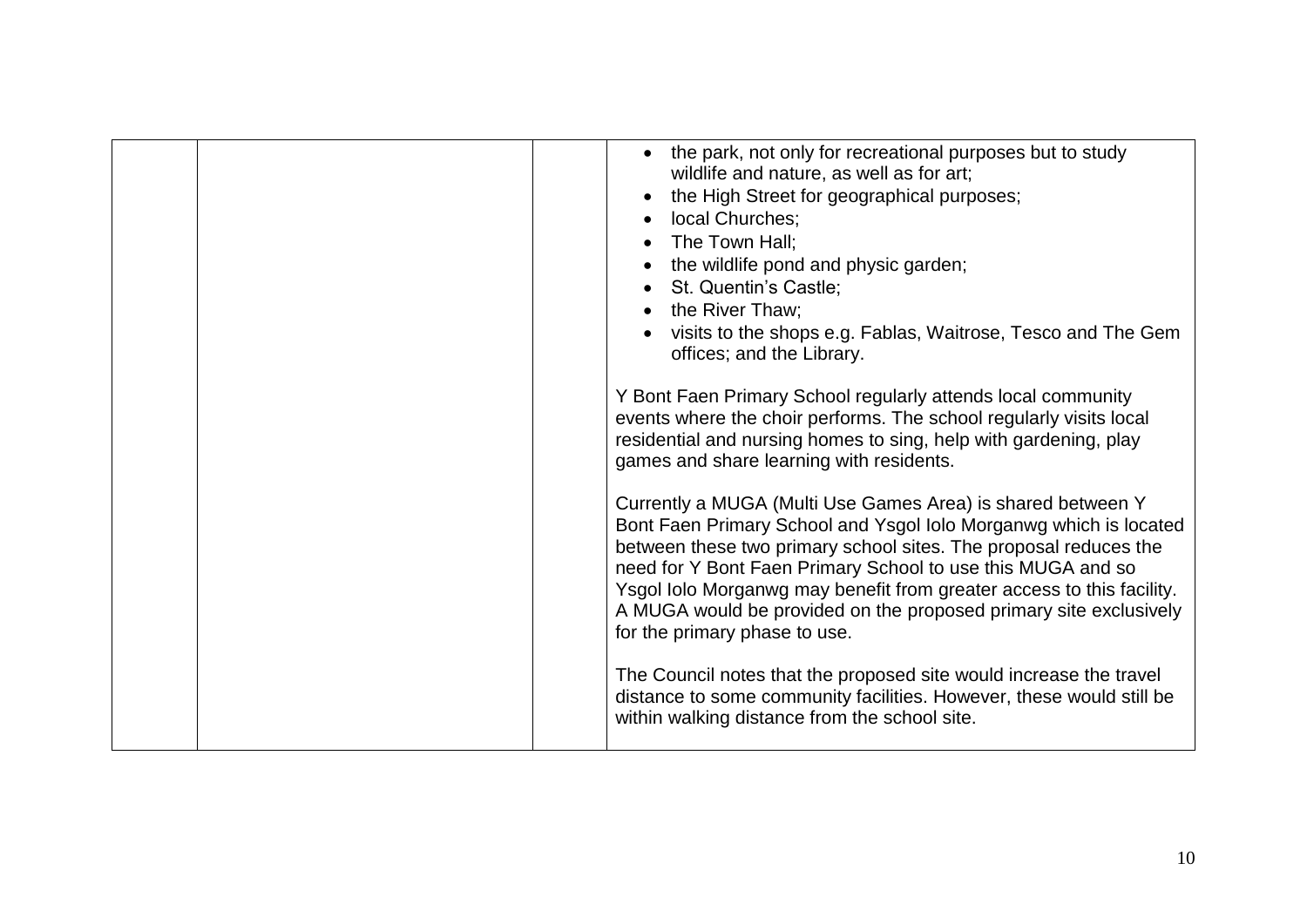| | | | <ul><li>the park, not only for recreational purposes but to study wildlife and nature, as well as for art;</li><li>the High Street for geographical purposes;</li><li>local Churches;</li><li>The Town Hall;</li><li>the wildlife pond and physic garden;</li><li>St. Quentin's Castle;</li><li>the River Thaw;</li><li>visits to the shops e.g. Fablas, Waitrose, Tesco and The Gem offices; and the Library.</li></ul><br>Y Bont Faen Primary School regularly attends local community events where the choir performs. The school regularly visits local residential and nursing homes to sing, help with gardening, play games and share learning with residents.<br><br>Currently a MUGA (Multi Use Games Area) is shared between Y Bont Faen Primary School and Ysgol Iolo Morganwg which is located between these two primary school sites. The proposal reduces the need for Y Bont Faen Primary School to use this MUGA and so Ysgol Iolo Morganwg may benefit from greater access to this facility. A MUGA would be provided on the proposed primary site exclusively for the primary phase to use.<br><br>The Council notes that the proposed site would increase the travel distance to some community facilities. However, these would still be within walking distance from the school site. |
|---|---|---|---|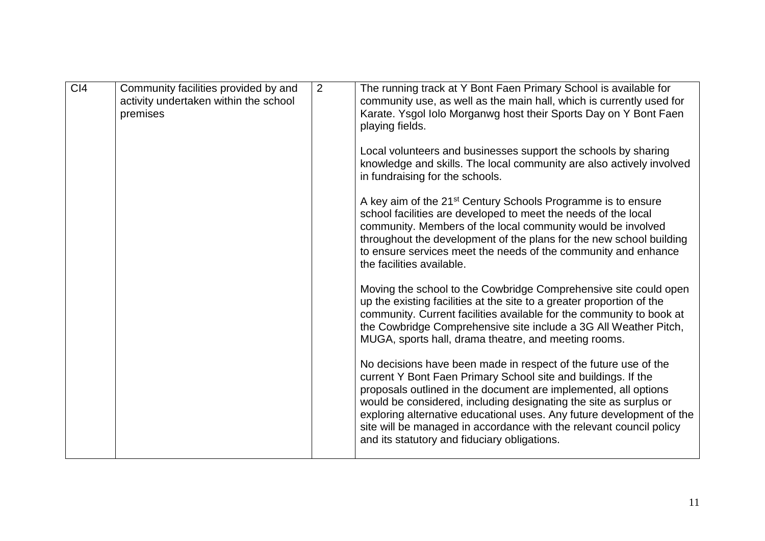| | | | |
|---|---|---|---|
| CI4 | Community facilities provided by and activity undertaken within the school premises | 2 | The running track at Y Bont Faen Primary School is available for community use, as well as the main hall, which is currently used for Karate. Ysgol Iolo Morganwg host their Sports Day on Y Bont Faen playing fields.<br><br>Local volunteers and businesses support the schools by sharing knowledge and skills. The local community are also actively involved in fundraising for the schools.<br><br>A key aim of the 21st Century Schools Programme is to ensure school facilities are developed to meet the needs of the local community. Members of the local community would be involved throughout the development of the plans for the new school building to ensure services meet the needs of the community and enhance the facilities available.<br><br>Moving the school to the Cowbridge Comprehensive site could open up the existing facilities at the site to a greater proportion of the community. Current facilities available for the community to book at the Cowbridge Comprehensive site include a 3G All Weather Pitch, MUGA, sports hall, drama theatre, and meeting rooms.<br><br>No decisions have been made in respect of the future use of the current Y Bont Faen Primary School site and buildings. If the proposals outlined in the document are implemented, all options would be considered, including designating the site as surplus or exploring alternative educational uses. Any future development of the site will be managed in accordance with the relevant council policy and its statutory and fiduciary obligations. |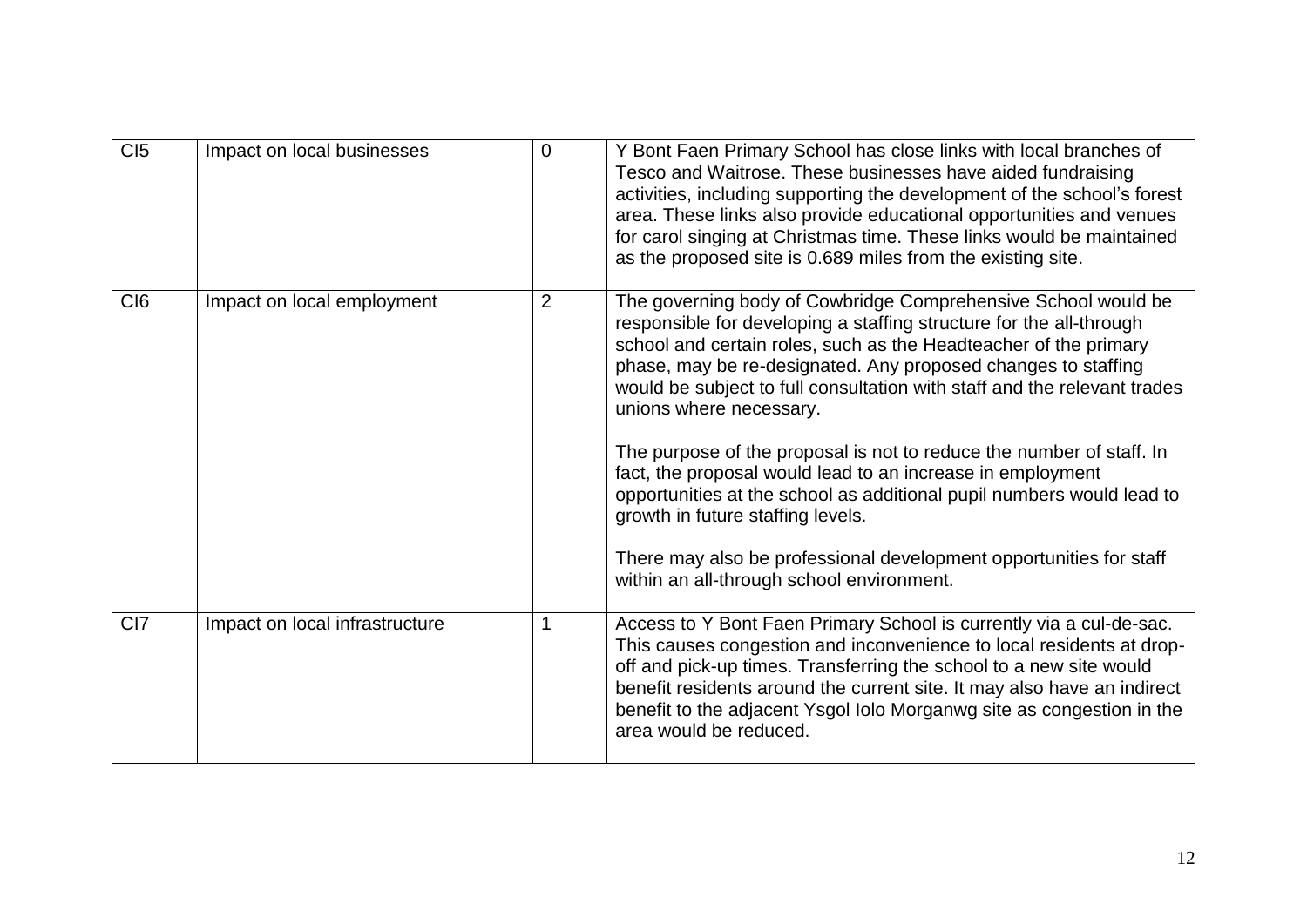| | | | |
|---|---|---|---|
| CI5 | Impact on local businesses | 0 | Y Bont Faen Primary School has close links with local branches of Tesco and Waitrose. These businesses have aided fundraising activities, including supporting the development of the school's forest area. These links also provide educational opportunities and venues for carol singing at Christmas time. These links would be maintained as the proposed site is 0.689 miles from the existing site. |
| CI6 | Impact on local employment | 2 | The governing body of Cowbridge Comprehensive School would be responsible for developing a staffing structure for the all-through school and certain roles, such as the Headteacher of the primary phase, may be re-designated. Any proposed changes to staffing would be subject to full consultation with staff and the relevant trades unions where necessary.<br><br>The purpose of the proposal is not to reduce the number of staff. In fact, the proposal would lead to an increase in employment opportunities at the school as additional pupil numbers would lead to growth in future staffing levels.<br><br>There may also be professional development opportunities for staff within an all-through school environment. |
| CI7 | Impact on local infrastructure | 1 | Access to Y Bont Faen Primary School is currently via a cul-de-sac. This causes congestion and inconvenience to local residents at drop-off and pick-up times. Transferring the school to a new site would benefit residents around the current site. It may also have an indirect benefit to the adjacent Ysgol Iolo Morganwg site as congestion in the area would be reduced. |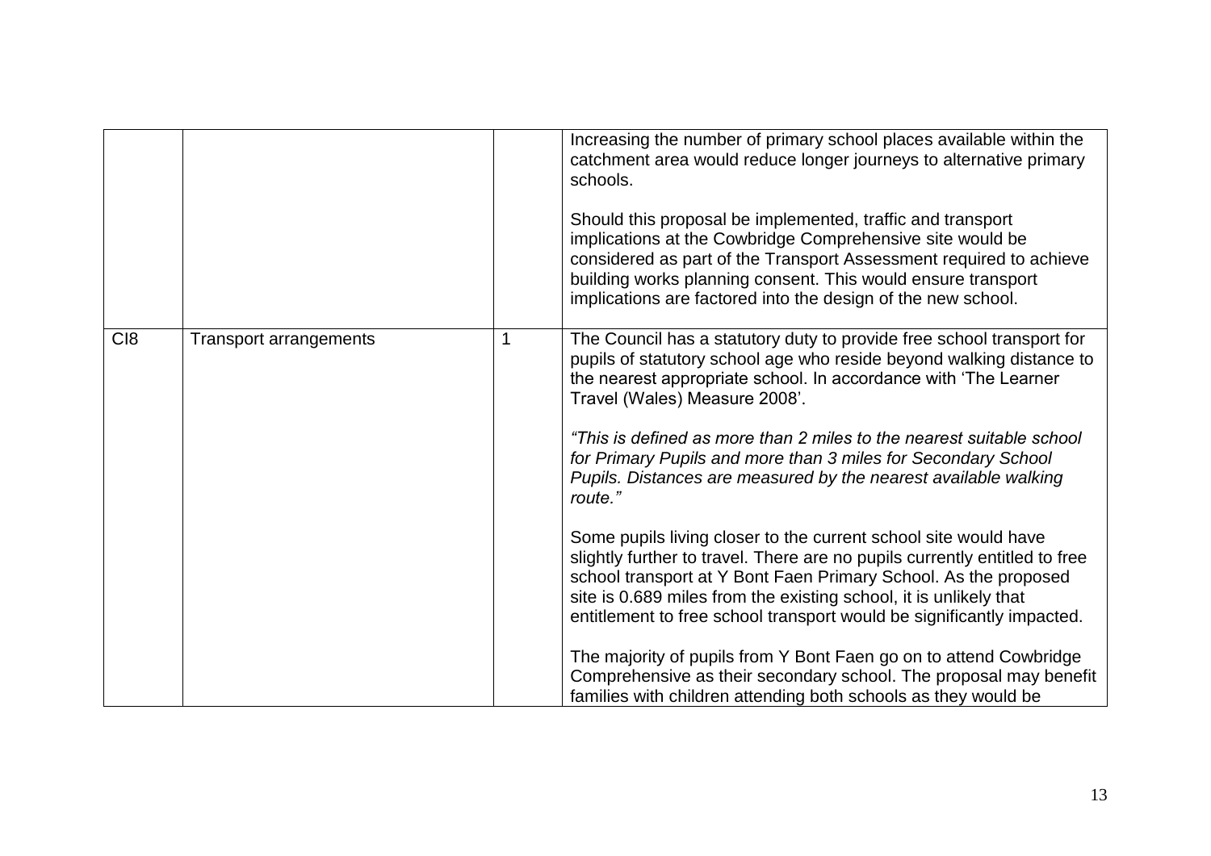| | | | |
|---|---|---|---|
| | | | Increasing the number of primary school places available within the catchment area would reduce longer journeys to alternative primary schools.<br><br>Should this proposal be implemented, traffic and transport implications at the Cowbridge Comprehensive site would be considered as part of the Transport Assessment required to achieve building works planning consent. This would ensure transport implications are factored into the design of the new school. |
| CI8 | Transport arrangements | 1 | The Council has a statutory duty to provide free school transport for pupils of statutory school age who reside beyond walking distance to the nearest appropriate school. In accordance with 'The Learner Travel (Wales) Measure 2008'.<br><br>*"This is defined as more than 2 miles to the nearest suitable school for Primary Pupils and more than 3 miles for Secondary School Pupils. Distances are measured by the nearest available walking route."*<br><br>Some pupils living closer to the current school site would have slightly further to travel. There are no pupils currently entitled to free school transport at Y Bont Faen Primary School. As the proposed site is 0.689 miles from the existing school, it is unlikely that entitlement to free school transport would be significantly impacted.<br><br>The majority of pupils from Y Bont Faen go on to attend Cowbridge Comprehensive as their secondary school. The proposal may benefit families with children attending both schools as they would be |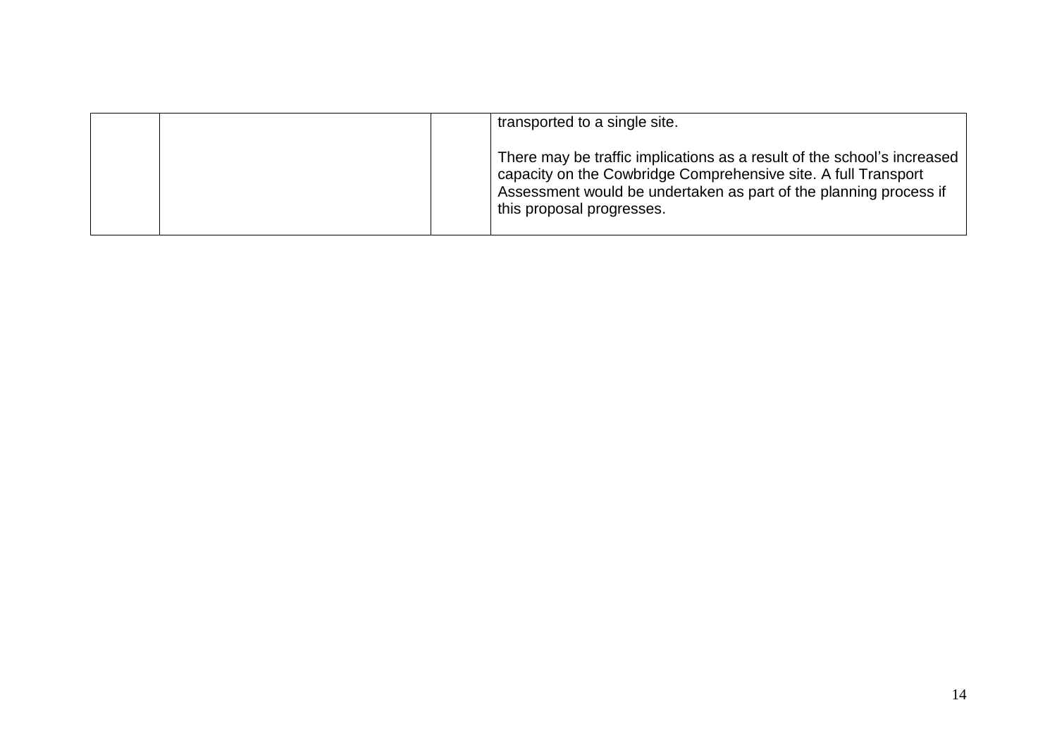| | | | |
|---|---|---|---|
| | | | transported to a single site.<br><br>There may be traffic implications as a result of the school's increased capacity on the Cowbridge Comprehensive site. A full Transport Assessment would be undertaken as part of the planning process if this proposal progresses. |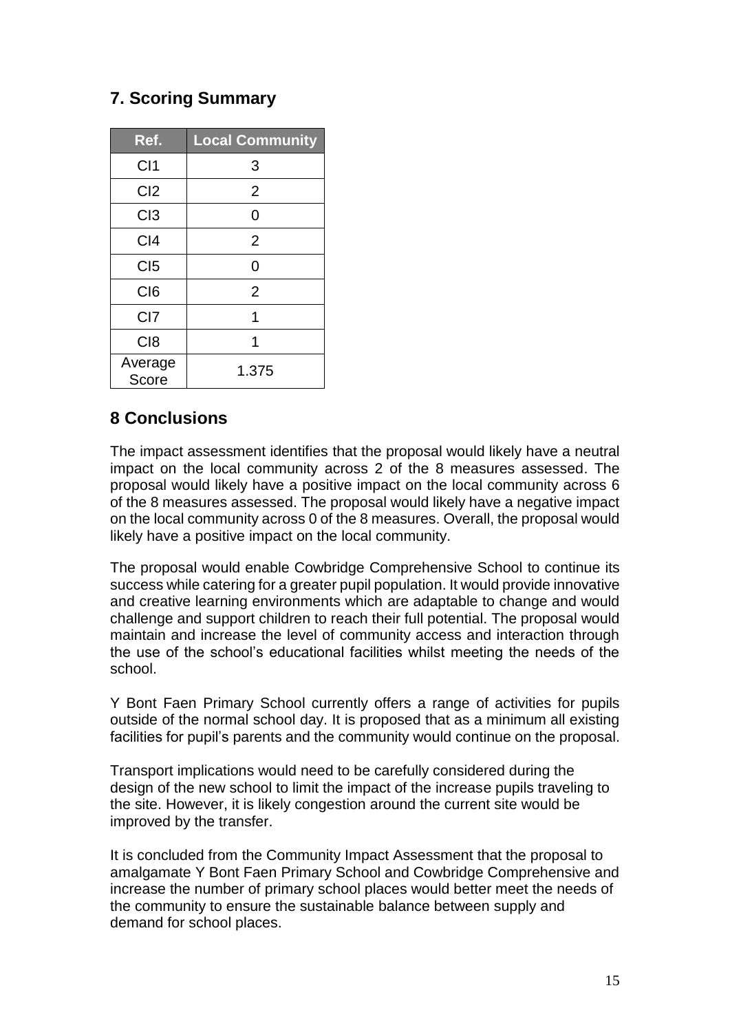## 7. Scoring Summary

| Ref. | Local Community |
|---|---|
| CI1 | 3 |
| CI2 | 2 |
| CI3 | 0 |
| CI4 | 2 |
| CI5 | 0 |
| CI6 | 2 |
| CI7 | 1 |
| CI8 | 1 |
| Average Score | 1.375 |

## 8 Conclusions

The impact assessment identifies that the proposal would likely have a neutral impact on the local community across 2 of the 8 measures assessed. The proposal would likely have a positive impact on the local community across 6 of the 8 measures assessed. The proposal would likely have a negative impact on the local community across 0 of the 8 measures. Overall, the proposal would likely have a positive impact on the local community.

The proposal would enable Cowbridge Comprehensive School to continue its success while catering for a greater pupil population. It would provide innovative and creative learning environments which are adaptable to change and would challenge and support children to reach their full potential. The proposal would maintain and increase the level of community access and interaction through the use of the school's educational facilities whilst meeting the needs of the school.

Y Bont Faen Primary School currently offers a range of activities for pupils outside of the normal school day. It is proposed that as a minimum all existing facilities for pupil's parents and the community would continue on the proposal.

Transport implications would need to be carefully considered during the design of the new school to limit the impact of the increase pupils traveling to the site. However, it is likely congestion around the current site would be improved by the transfer.

It is concluded from the Community Impact Assessment that the proposal to amalgamate Y Bont Faen Primary School and Cowbridge Comprehensive and increase the number of primary school places would better meet the needs of the community to ensure the sustainable balance between supply and demand for school places.